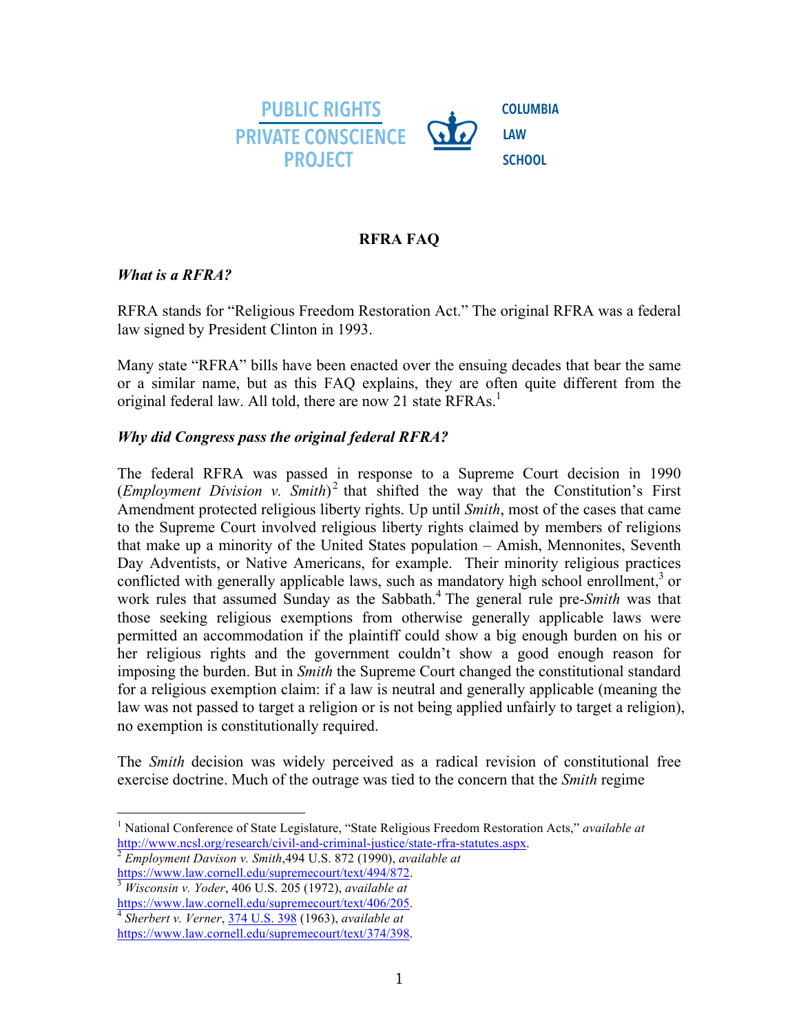PUBLIC RIGHTS PRIVATE CONSCIENCE PROJECT

COLUMBIA LAW SCHOOL

# RFRA FAQ

### *What is a RFRA?*

RFRA stands for "Religious Freedom Restoration Act." The original RFRA was a federal law signed by President Clinton in 1993.

Many state "RFRA" bills have been enacted over the ensuing decades that bear the same or a similar name, but as this FAQ explains, they are often quite different from the original federal law. All told, there are now 21 state RFRAs.[1]

### *Why did Congress pass the original federal RFRA?*

The federal RFRA was passed in response to a Supreme Court decision in 1990 (*Employment Division v. Smith*)[2] that shifted the way that the Constitution's First Amendment protected religious liberty rights. Up until *Smith*, most of the cases that came to the Supreme Court involved religious liberty rights claimed by members of religions that make up a minority of the United States population – Amish, Mennonites, Seventh Day Adventists, or Native Americans, for example. Their minority religious practices conflicted with generally applicable laws, such as mandatory high school enrollment,[3] or work rules that assumed Sunday as the Sabbath.[4] The general rule pre-*Smith* was that those seeking religious exemptions from otherwise generally applicable laws were permitted an accommodation if the plaintiff could show a big enough burden on his or her religious rights and the government couldn't show a good enough reason for imposing the burden. But in *Smith* the Supreme Court changed the constitutional standard for a religious exemption claim: if a law is neutral and generally applicable (meaning the law was not passed to target a religion or is not being applied unfairly to target a religion), no exemption is constitutionally required.

The *Smith* decision was widely perceived as a radical revision of constitutional free exercise doctrine. Much of the outrage was tied to the concern that the *Smith* regime

---

[1] National Conference of State Legislature, "State Religious Freedom Restoration Acts," *available at* http://www.ncsl.org/research/civil-and-criminal-justice/state-rfra-statutes.aspx.

[2] *Employment Davison v. Smith*,494 U.S. 872 (1990), *available at* https://www.law.cornell.edu/supremecourt/text/494/872.

[3] *Wisconsin v. Yoder*, 406 U.S. 205 (1972), *available at* https://www.law.cornell.edu/supremecourt/text/406/205.

[4] *Sherbert v. Verner*, 374 U.S. 398 (1963), *available at* https://www.law.cornell.edu/supremecourt/text/374/398.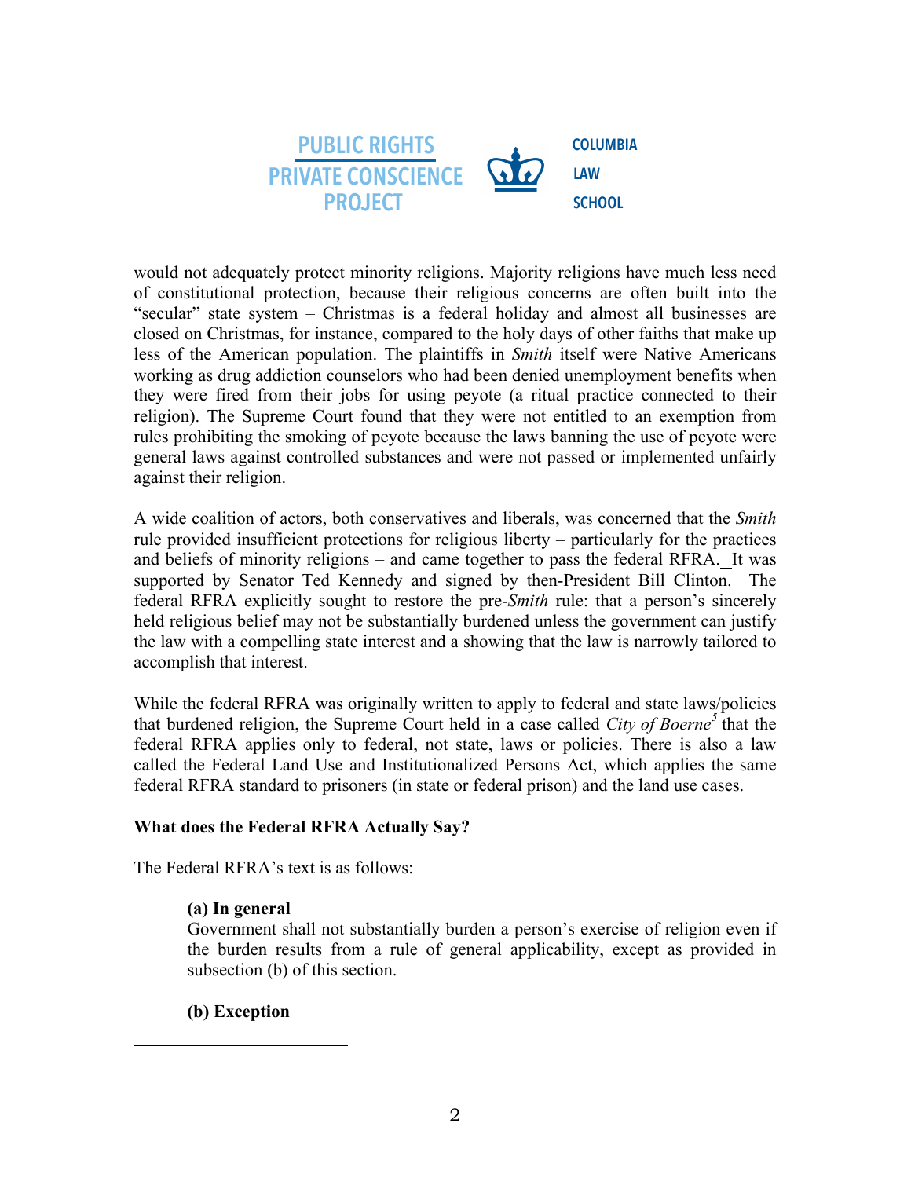would not adequately protect minority religions. Majority religions have much less need of constitutional protection, because their religious concerns are often built into the "secular" state system – Christmas is a federal holiday and almost all businesses are closed on Christmas, for instance, compared to the holy days of other faiths that make up less of the American population. The plaintiffs in *Smith* itself were Native Americans working as drug addiction counselors who had been denied unemployment benefits when they were fired from their jobs for using peyote (a ritual practice connected to their religion). The Supreme Court found that they were not entitled to an exemption from rules prohibiting the smoking of peyote because the laws banning the use of peyote were general laws against controlled substances and were not passed or implemented unfairly against their religion.

A wide coalition of actors, both conservatives and liberals, was concerned that the *Smith* rule provided insufficient protections for religious liberty – particularly for the practices and beliefs of minority religions – and came together to pass the federal RFRA. It was supported by Senator Ted Kennedy and signed by then-President Bill Clinton. The federal RFRA explicitly sought to restore the pre-*Smith* rule: that a person's sincerely held religious belief may not be substantially burdened unless the government can justify the law with a compelling state interest and a showing that the law is narrowly tailored to accomplish that interest.

While the federal RFRA was originally written to apply to federal and state laws/policies that burdened religion, the Supreme Court held in a case called *City of Boerne*[5] that the federal RFRA applies only to federal, not state, laws or policies. There is also a law called the Federal Land Use and Institutionalized Persons Act, which applies the same federal RFRA standard to prisoners (in state or federal prison) and the land use cases.

**What does the Federal RFRA Actually Say?**

The Federal RFRA's text is as follows:

> **(a) In general**
> Government shall not substantially burden a person's exercise of religion even if the burden results from a rule of general applicability, except as provided in subsection (b) of this section.
>
> **(b) Exception**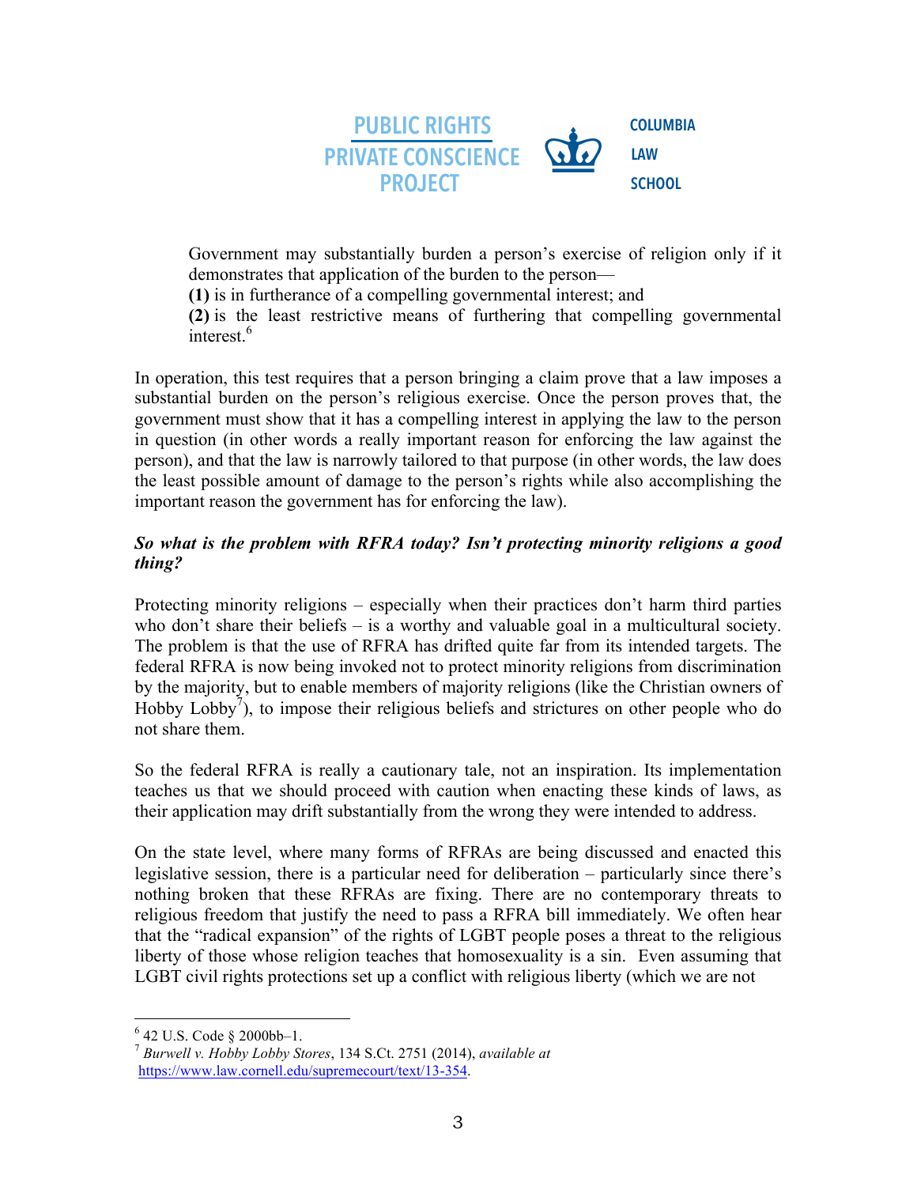> Government may substantially burden a person's exercise of religion only if it demonstrates that application of the burden to the person—
> **(1)** is in furtherance of a compelling governmental interest; and
> **(2)** is the least restrictive means of furthering that compelling governmental interest.[6]

In operation, this test requires that a person bringing a claim prove that a law imposes a substantial burden on the person's religious exercise. Once the person proves that, the government must show that it has a compelling interest in applying the law to the person in question (in other words a really important reason for enforcing the law against the person), and that the law is narrowly tailored to that purpose (in other words, the law does the least possible amount of damage to the person's rights while also accomplishing the important reason the government has for enforcing the law).

***So what is the problem with RFRA today? Isn't protecting minority religions a good thing?***

Protecting minority religions – especially when their practices don't harm third parties who don't share their beliefs – is a worthy and valuable goal in a multicultural society. The problem is that the use of RFRA has drifted quite far from its intended targets. The federal RFRA is now being invoked not to protect minority religions from discrimination by the majority, but to enable members of majority religions (like the Christian owners of Hobby Lobby[7]), to impose their religious beliefs and strictures on other people who do not share them.

So the federal RFRA is really a cautionary tale, not an inspiration. Its implementation teaches us that we should proceed with caution when enacting these kinds of laws, as their application may drift substantially from the wrong they were intended to address.

On the state level, where many forms of RFRAs are being discussed and enacted this legislative session, there is a particular need for deliberation – particularly since there's nothing broken that these RFRAs are fixing. There are no contemporary threats to religious freedom that justify the need to pass a RFRA bill immediately. We often hear that the "radical expansion" of the rights of LGBT people poses a threat to the religious liberty of those whose religion teaches that homosexuality is a sin. Even assuming that LGBT civil rights protections set up a conflict with religious liberty (which we are not

---

[6] 42 U.S. Code § 2000bb–1.

[7] *Burwell v. Hobby Lobby Stores*, 134 S.Ct. 2751 (2014), *available at* https://www.law.cornell.edu/supremecourt/text/13-354.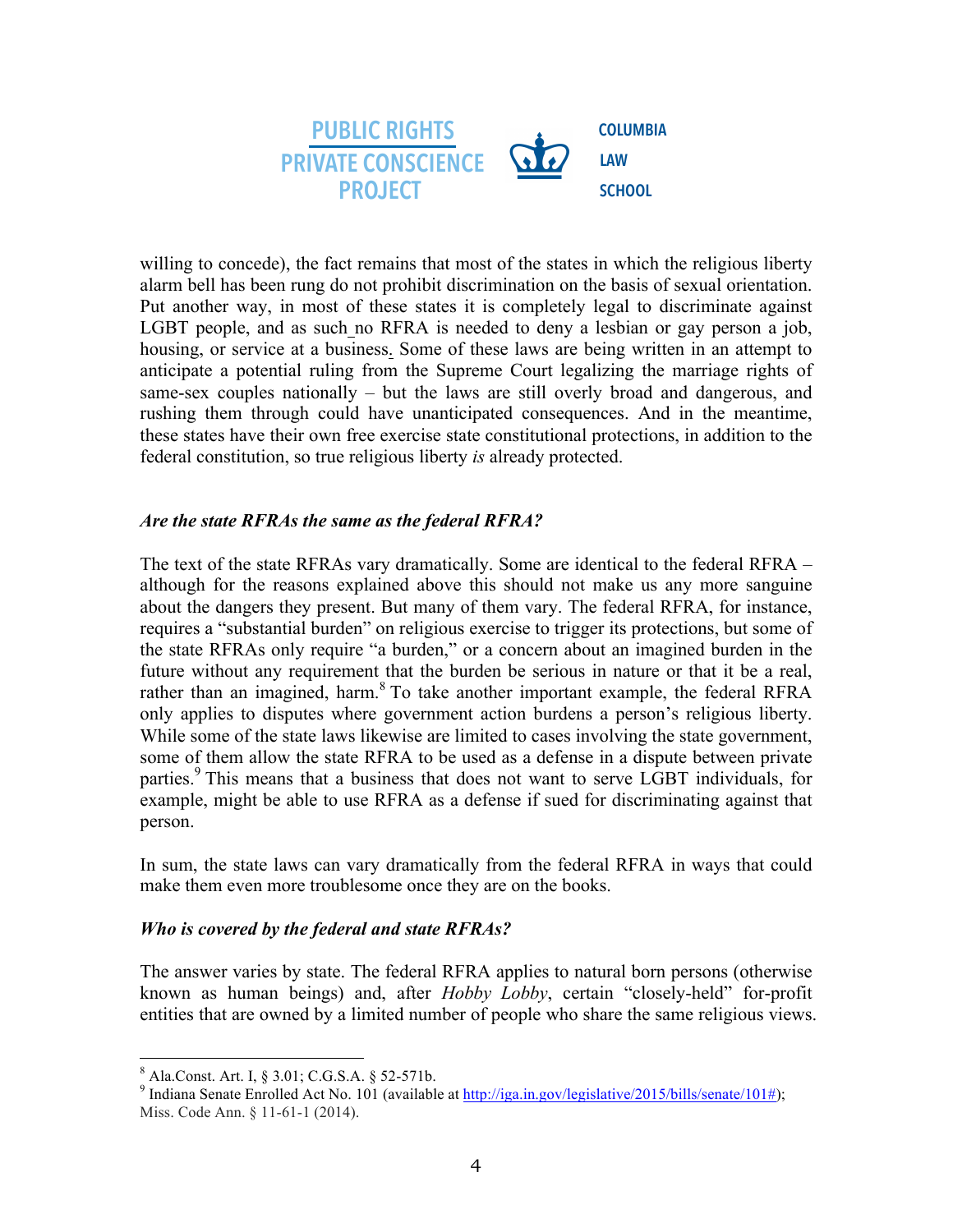willing to concede), the fact remains that most of the states in which the religious liberty alarm bell has been rung do not prohibit discrimination on the basis of sexual orientation. Put another way, in most of these states it is completely legal to discriminate against LGBT people, and as such no RFRA is needed to deny a lesbian or gay person a job, housing, or service at a business. Some of these laws are being written in an attempt to anticipate a potential ruling from the Supreme Court legalizing the marriage rights of same-sex couples nationally – but the laws are still overly broad and dangerous, and rushing them through could have unanticipated consequences. And in the meantime, these states have their own free exercise state constitutional protections, in addition to the federal constitution, so true religious liberty *is* already protected.

### *Are the state RFRAs the same as the federal RFRA?*

The text of the state RFRAs vary dramatically. Some are identical to the federal RFRA – although for the reasons explained above this should not make us any more sanguine about the dangers they present. But many of them vary. The federal RFRA, for instance, requires a "substantial burden" on religious exercise to trigger its protections, but some of the state RFRAs only require "a burden," or a concern about an imagined burden in the future without any requirement that the burden be serious in nature or that it be a real, rather than an imagined, harm.[8] To take another important example, the federal RFRA only applies to disputes where government action burdens a person's religious liberty. While some of the state laws likewise are limited to cases involving the state government, some of them allow the state RFRA to be used as a defense in a dispute between private parties.[9] This means that a business that does not want to serve LGBT individuals, for example, might be able to use RFRA as a defense if sued for discriminating against that person.

In sum, the state laws can vary dramatically from the federal RFRA in ways that could make them even more troublesome once they are on the books.

### *Who is covered by the federal and state RFRAs?*

The answer varies by state. The federal RFRA applies to natural born persons (otherwise known as human beings) and, after *Hobby Lobby*, certain "closely-held" for-profit entities that are owned by a limited number of people who share the same religious views.

---

[8] Ala.Const. Art. I, § 3.01; C.G.S.A. § 52-571b.

[9] Indiana Senate Enrolled Act No. 101 (available at http://iga.in.gov/legislative/2015/bills/senate/101#); Miss. Code Ann. § 11-61-1 (2014).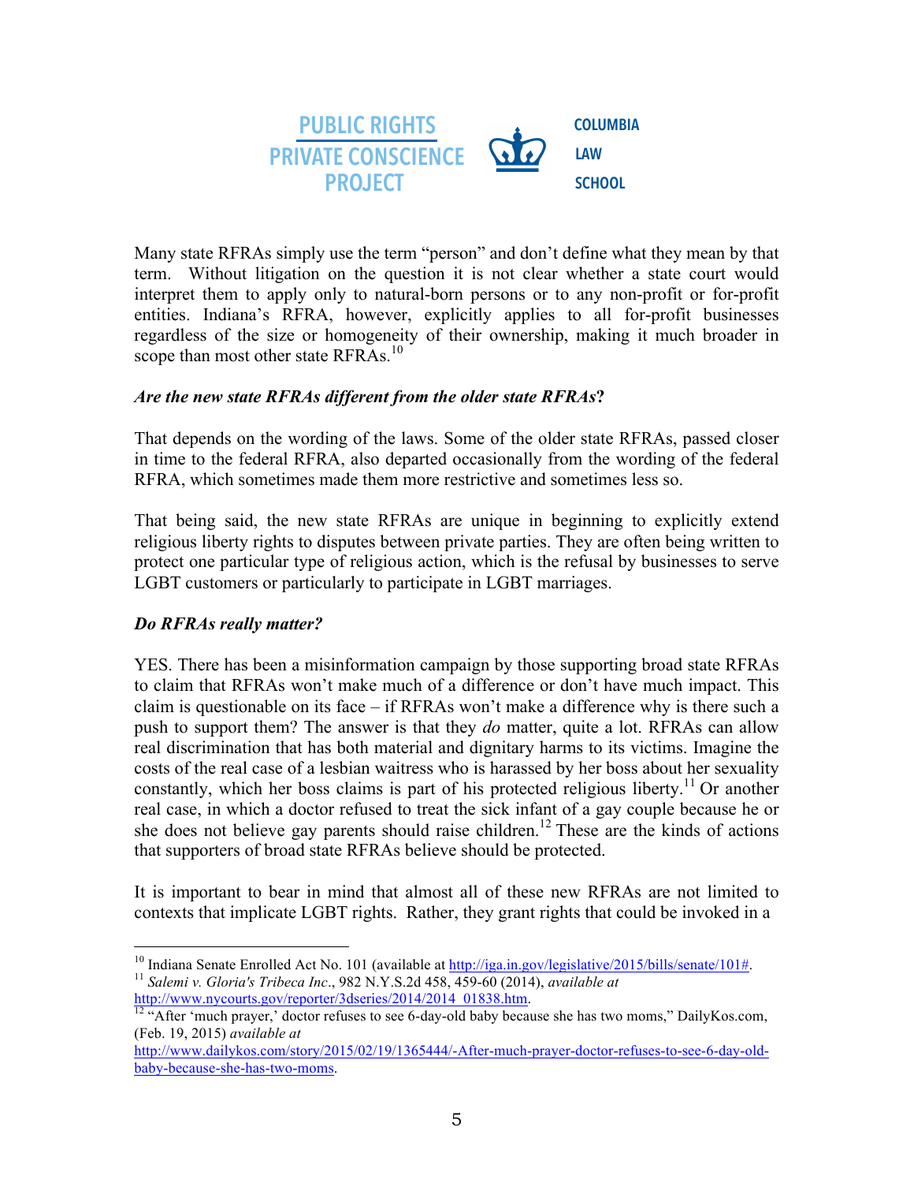Many state RFRAs simply use the term "person" and don't define what they mean by that term. Without litigation on the question it is not clear whether a state court would interpret them to apply only to natural-born persons or to any non-profit or for-profit entities. Indiana's RFRA, however, explicitly applies to all for-profit businesses regardless of the size or homogeneity of their ownership, making it much broader in scope than most other state RFRAs.[10]

***Are the new state RFRAs different from the older state RFRAs*?**

That depends on the wording of the laws. Some of the older state RFRAs, passed closer in time to the federal RFRA, also departed occasionally from the wording of the federal RFRA, which sometimes made them more restrictive and sometimes less so.

That being said, the new state RFRAs are unique in beginning to explicitly extend religious liberty rights to disputes between private parties. They are often being written to protect one particular type of religious action, which is the refusal by businesses to serve LGBT customers or particularly to participate in LGBT marriages.

***Do RFRAs really matter?***

YES. There has been a misinformation campaign by those supporting broad state RFRAs to claim that RFRAs won't make much of a difference or don't have much impact. This claim is questionable on its face – if RFRAs won't make a difference why is there such a push to support them? The answer is that they *do* matter, quite a lot. RFRAs can allow real discrimination that has both material and dignitary harms to its victims. Imagine the costs of the real case of a lesbian waitress who is harassed by her boss about her sexuality constantly, which her boss claims is part of his protected religious liberty.[11] Or another real case, in which a doctor refused to treat the sick infant of a gay couple because he or she does not believe gay parents should raise children.[12] These are the kinds of actions that supporters of broad state RFRAs believe should be protected.

It is important to bear in mind that almost all of these new RFRAs are not limited to contexts that implicate LGBT rights. Rather, they grant rights that could be invoked in a

---

[10] Indiana Senate Enrolled Act No. 101 (available at http://iga.in.gov/legislative/2015/bills/senate/101#.

[11] *Salemi v. Gloria's Tribeca Inc*., 982 N.Y.S.2d 458, 459-60 (2014), *available at* http://www.nycourts.gov/reporter/3dseries/2014/2014_01838.htm.

[12] "After 'much prayer,' doctor refuses to see 6-day-old baby because she has two moms," DailyKos.com, (Feb. 19, 2015) *available at* http://www.dailykos.com/story/2015/02/19/1365444/-After-much-prayer-doctor-refuses-to-see-6-day-old-baby-because-she-has-two-moms.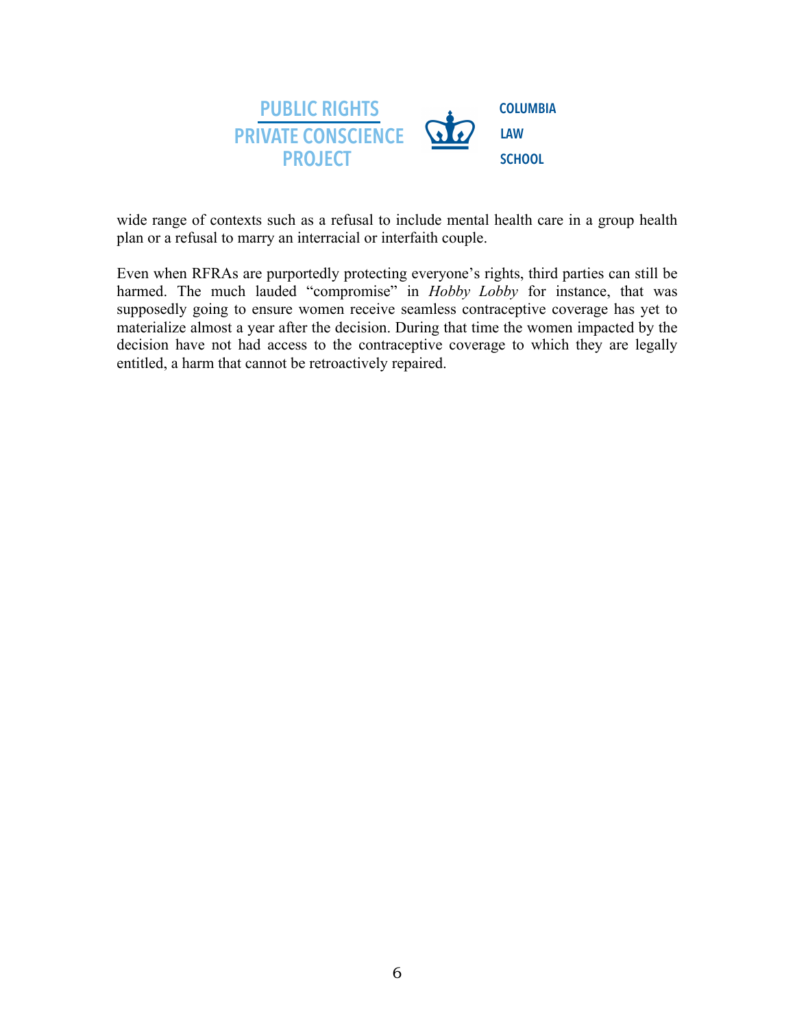wide range of contexts such as a refusal to include mental health care in a group health plan or a refusal to marry an interracial or interfaith couple.

Even when RFRAs are purportedly protecting everyone's rights, third parties can still be harmed. The much lauded "compromise" in *Hobby Lobby* for instance, that was supposedly going to ensure women receive seamless contraceptive coverage has yet to materialize almost a year after the decision. During that time the women impacted by the decision have not had access to the contraceptive coverage to which they are legally entitled, a harm that cannot be retroactively repaired.